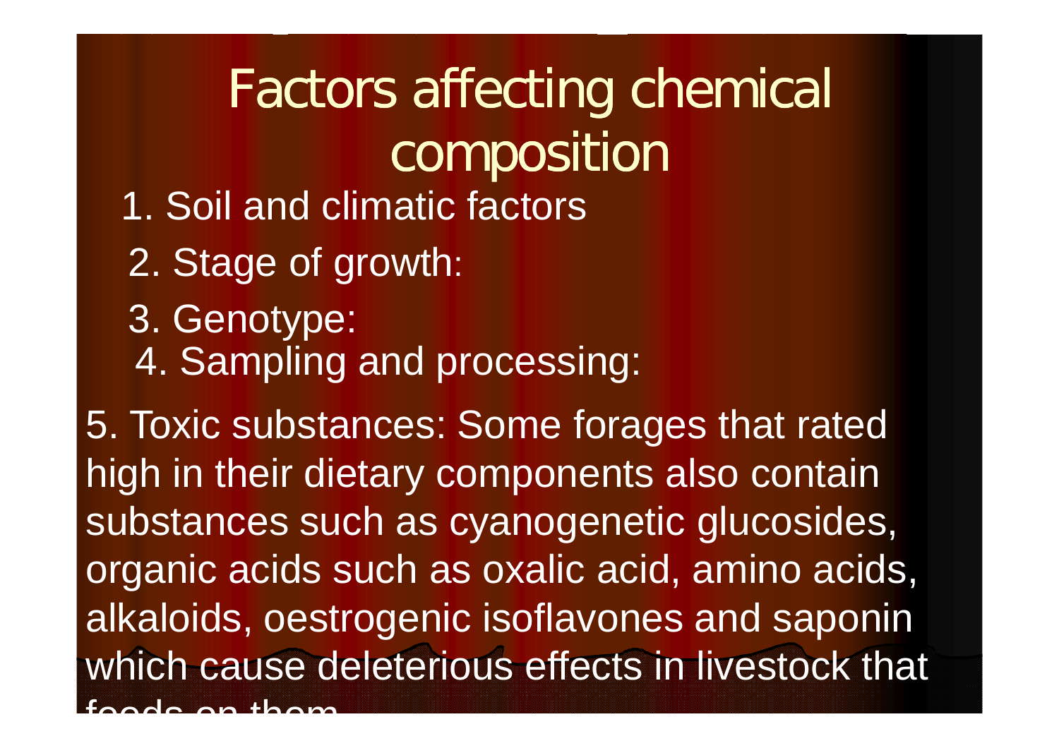# Factors affecting chemical composition

1. Soil and climatic factors
2. Stage of growth:
3. Genotype:
4. Sampling and processing:
5. Toxic substances: Some forages that rated high in their dietary components also contain substances such as cyanogenetic glucosides, organic acids such as oxalic acid, amino acids, alkaloids, oestrogenic isoflavones and saponin which cause deleterious effects in livestock that feeds on them.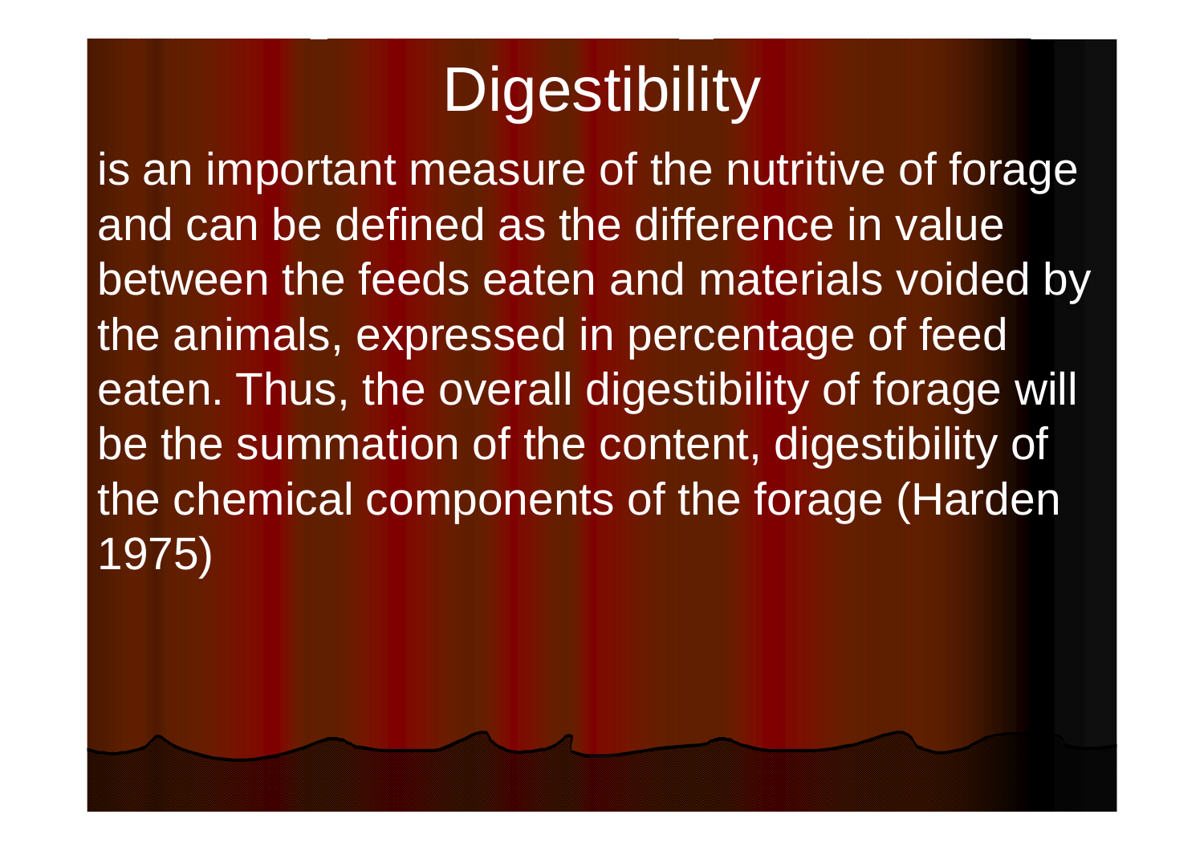# Digestibility

is an important measure of the nutritive of forage and can be defined as the difference in value between the feeds eaten and materials voided by the animals, expressed in percentage of feed eaten. Thus, the overall digestibility of forage will be the summation of the content, digestibility of the chemical components of the forage (Harden 1975)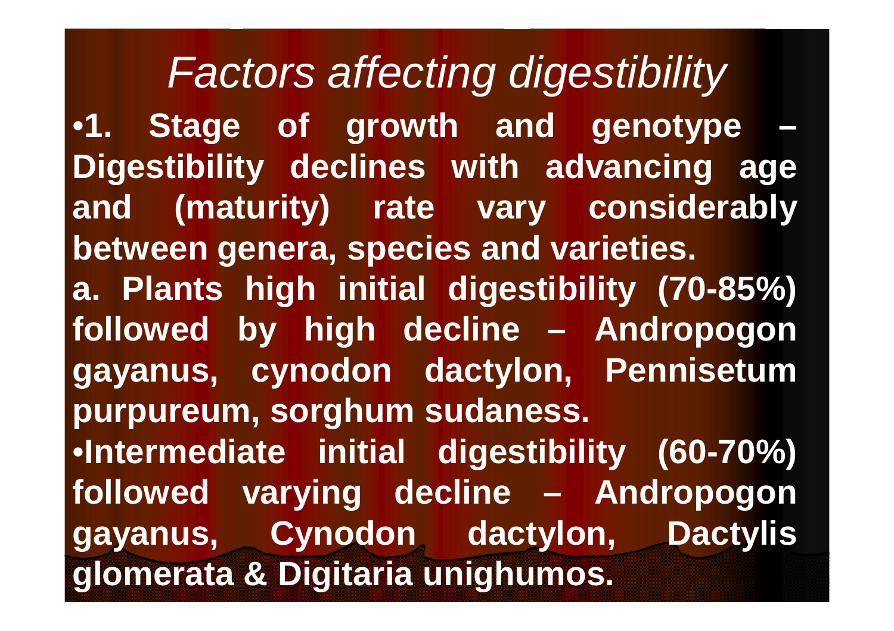# *Factors affecting digestibility*

- **1. Stage of growth and genotype – Digestibility declines with advancing age and (maturity) rate vary considerably between genera, species and varieties.**

**a. Plants high initial digestibility (70-85%) followed by high decline – Andropogon gayanus, cynodon dactylon, Pennisetum purpureum, sorghum sudaness.**

- **Intermediate initial digestibility (60-70%) followed varying decline – Andropogon gayanus, Cynodon dactylon, Dactylis glomerata & Digitaria unighumos.**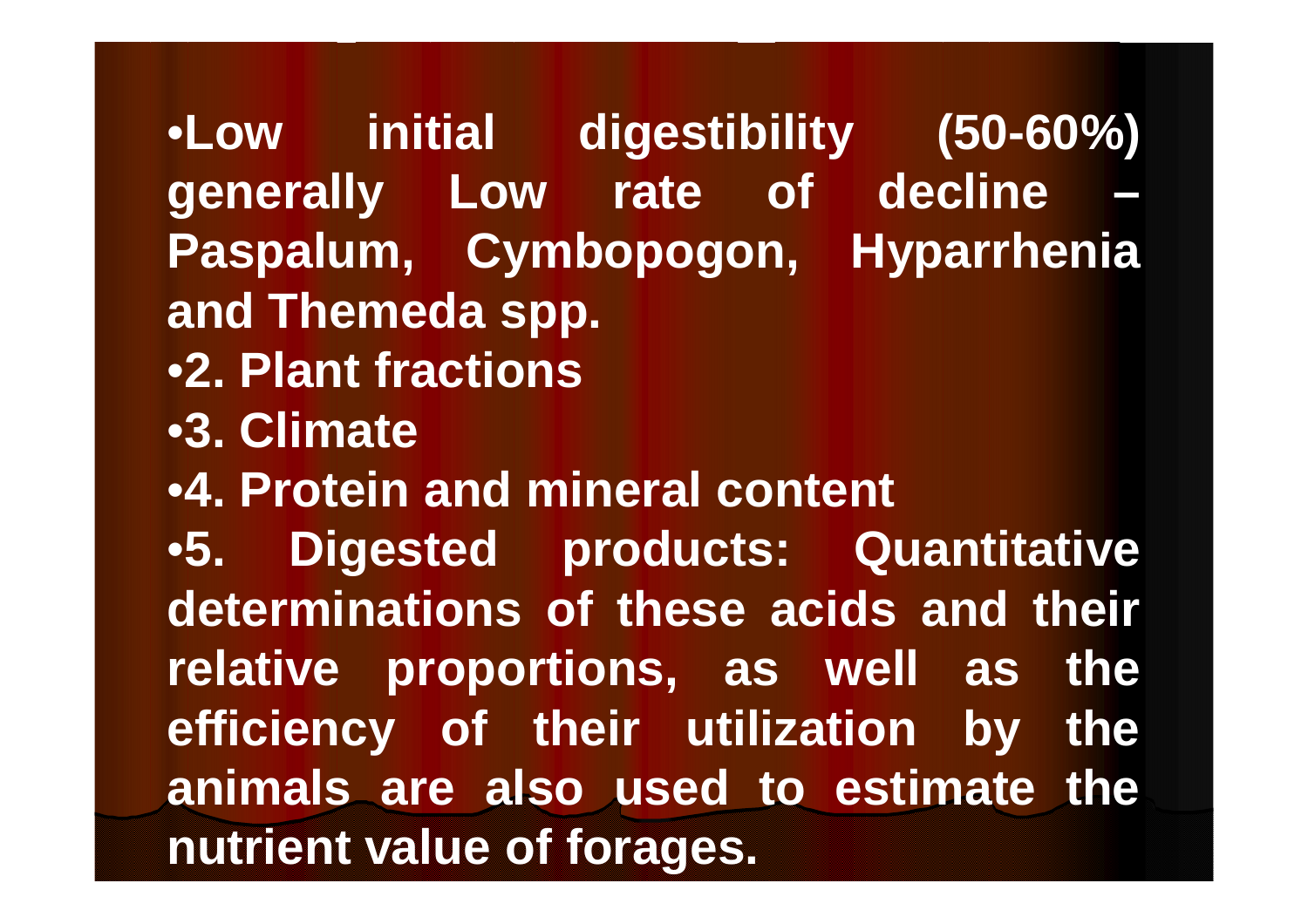- **Low initial digestibility (50-60%) generally Low rate of decline – Paspalum, Cymbopogon, Hyparrhenia and Themeda spp.**
- **2. Plant fractions**
- **3. Climate**
- **4. Protein and mineral content**
- **5. Digested products: Quantitative determinations of these acids and their relative proportions, as well as the efficiency of their utilization by the animals are also used to estimate the nutrient value of forages.**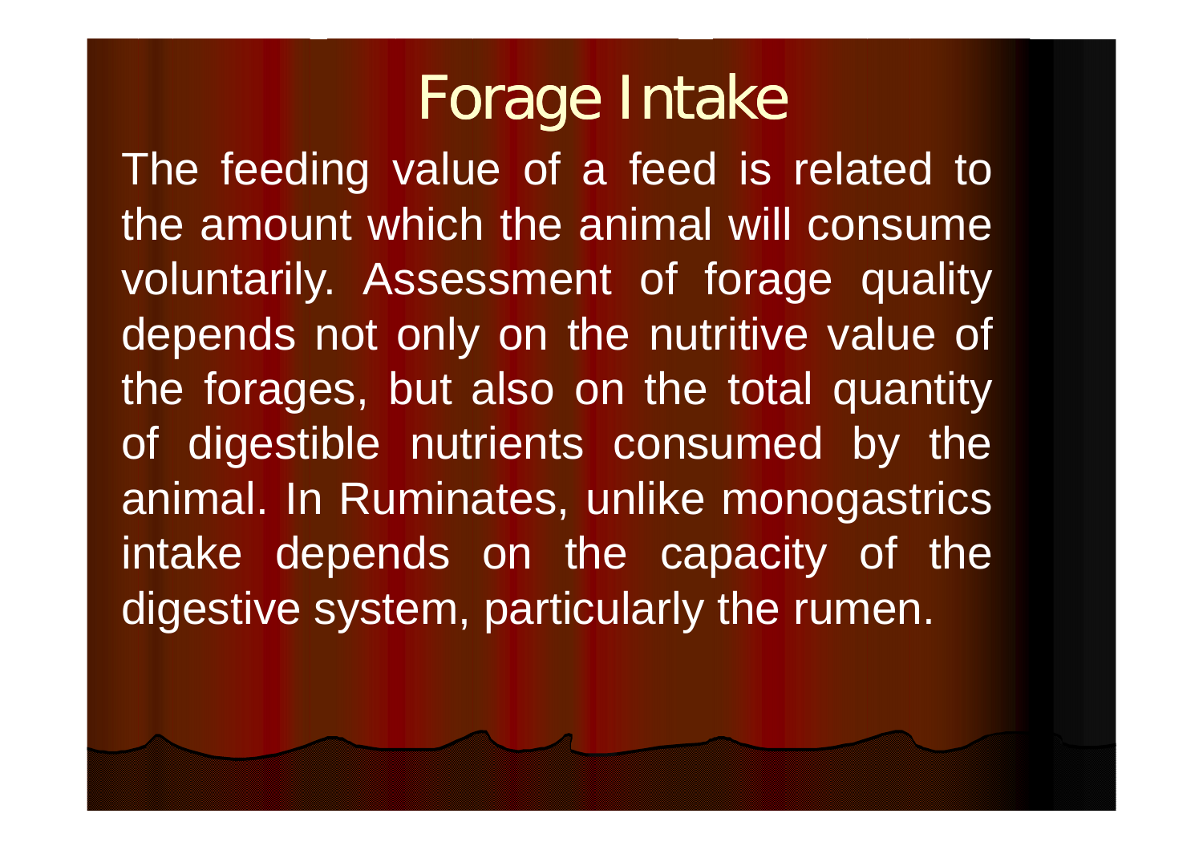# Forage Intake

The feeding value of a feed is related to the amount which the animal will consume voluntarily. Assessment of forage quality depends not only on the nutritive value of the forages, but also on the total quantity of digestible nutrients consumed by the animal. In Ruminates, unlike monogastrics intake depends on the capacity of the digestive system, particularly the rumen.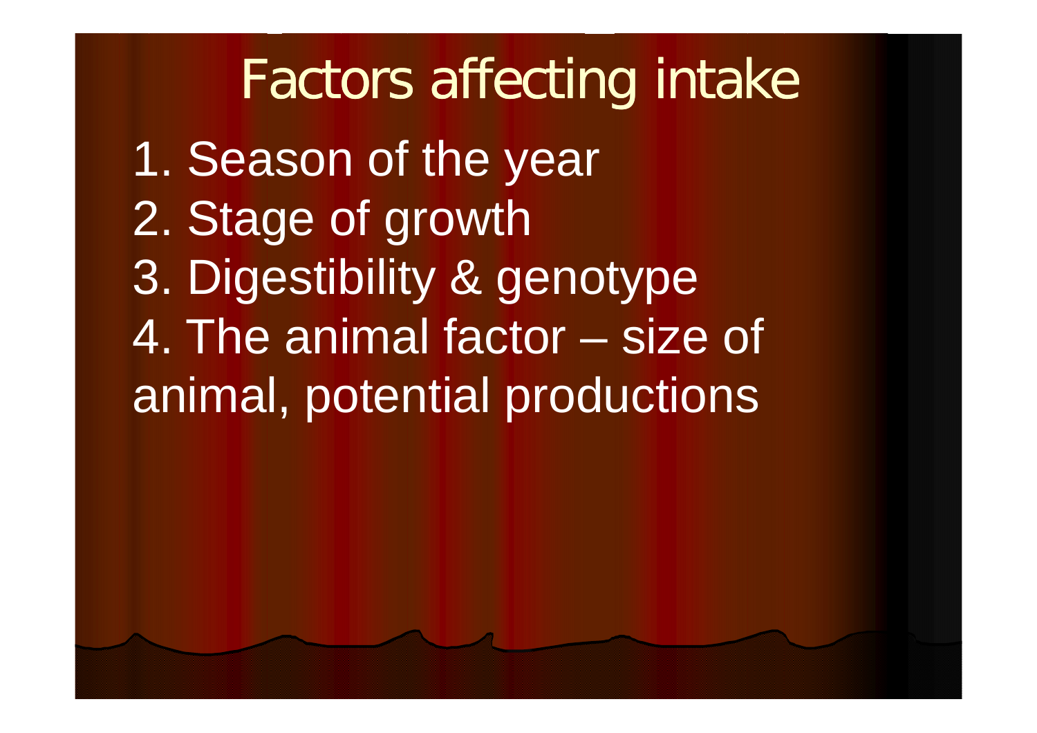# Factors affecting intake

1. Season of the year
2. Stage of growth
3. Digestibility & genotype
4. The animal factor – size of animal, potential productions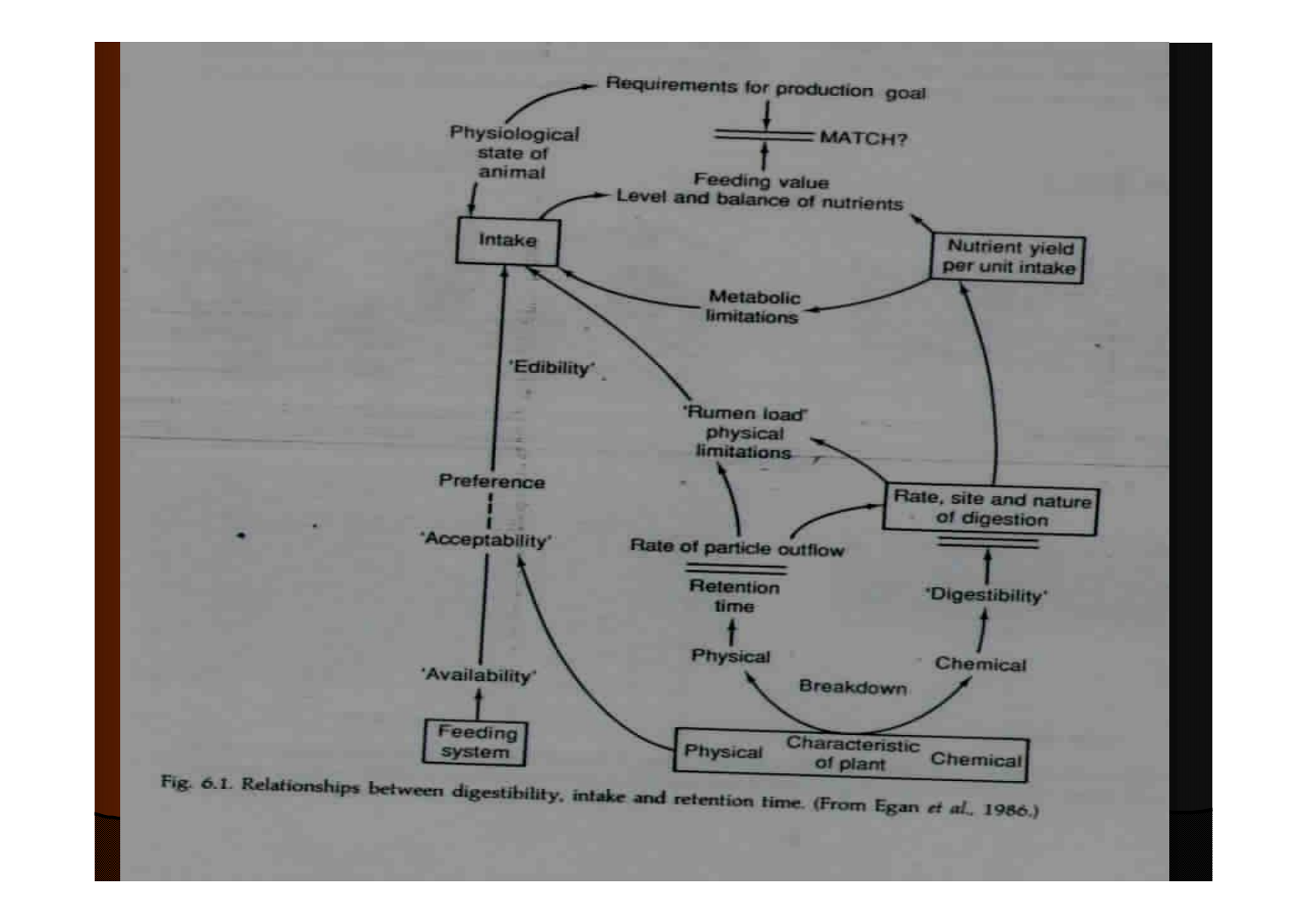Requirements for production goal

MATCH?

Physiological state of animal

Feeding value
Level and balance of nutrients

Intake

Nutrient yield per unit intake

Metabolic limitations

'Edibility'

'Rumen load' physical limitations

Preference

'Acceptability'

Rate, site and nature of digestion

Rate of particle outflow

Retention time

'Digestibility'

Physical

Chemical

'Availability'

Breakdown

Feeding system

Physical Characteristic of plant Chemical

Fig. 6.1. Relationships between digestibility, intake and retention time. (From Egan *et al.*, 1986.)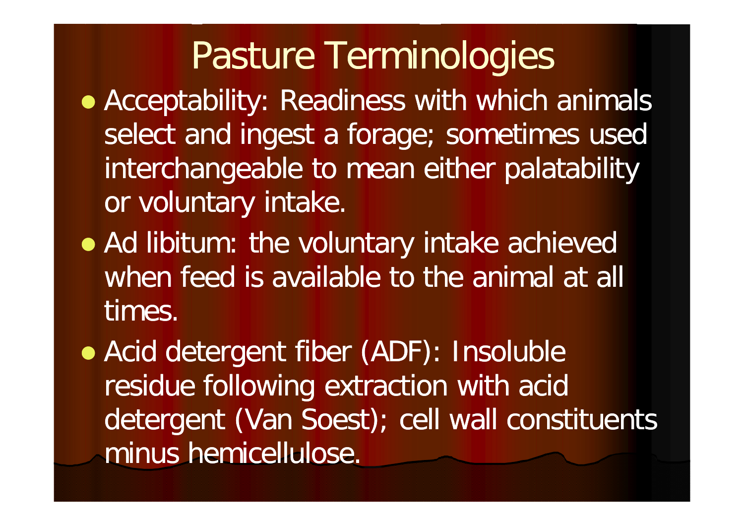# Pasture Terminologies

- Acceptability: Readiness with which animals select and ingest a forage; sometimes used interchangeable to mean either palatability or voluntary intake.
- Ad libitum: the voluntary intake achieved when feed is available to the animal at all times.
- Acid detergent fiber (ADF): Insoluble residue following extraction with acid detergent (Van Soest); cell wall constituents minus hemicellulose.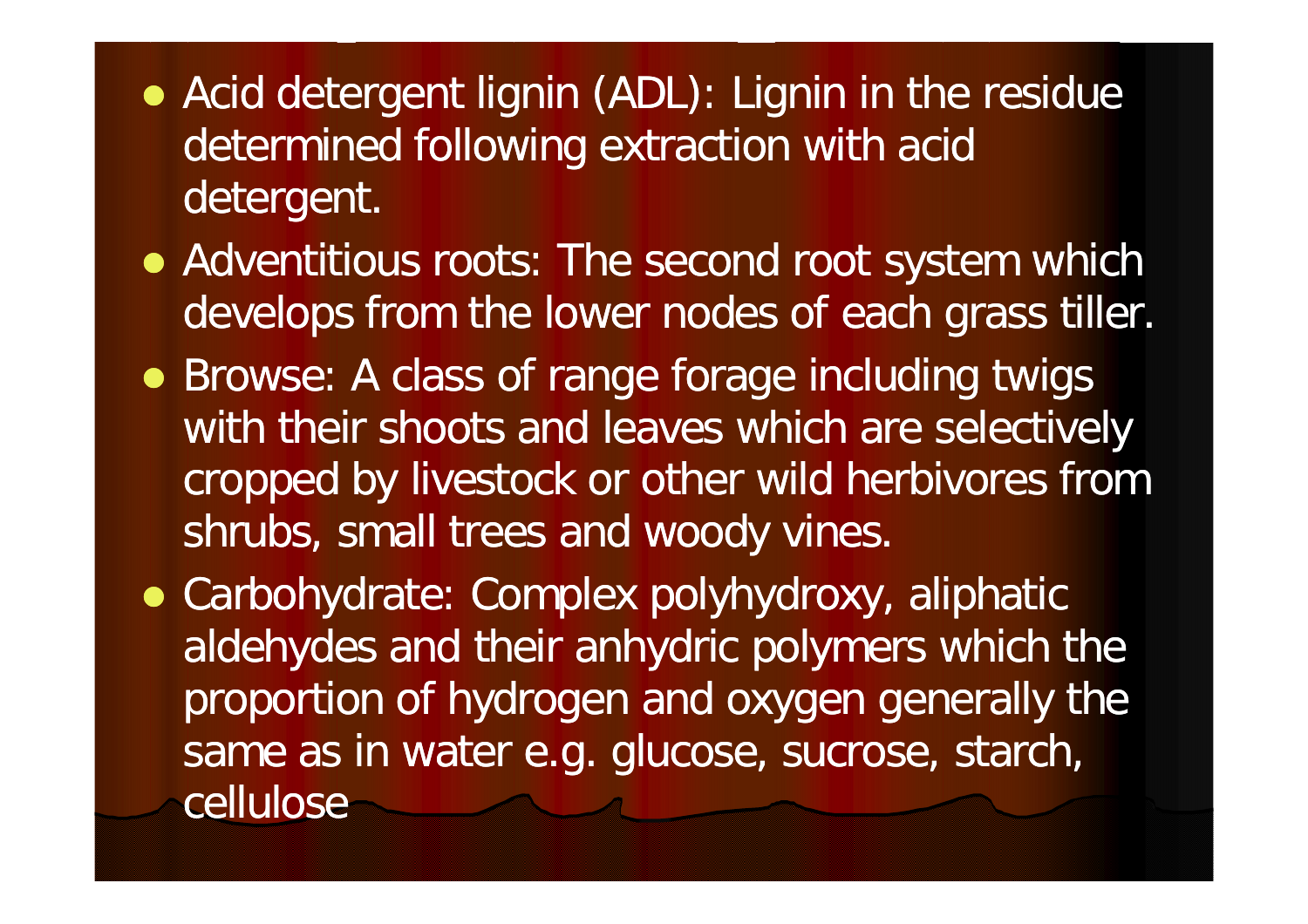- Acid detergent lignin (ADL): Lignin in the residue determined following extraction with acid detergent.
- Adventitious roots: The second root system which develops from the lower nodes of each grass tiller.
- Browse: A class of range forage including twigs with their shoots and leaves which are selectively cropped by livestock or other wild herbivores from shrubs, small trees and woody vines.
- Carbohydrate: Complex polyhydroxy, aliphatic aldehydes and their anhydric polymers which the proportion of hydrogen and oxygen generally the same as in water e.g. glucose, sucrose, starch, cellulose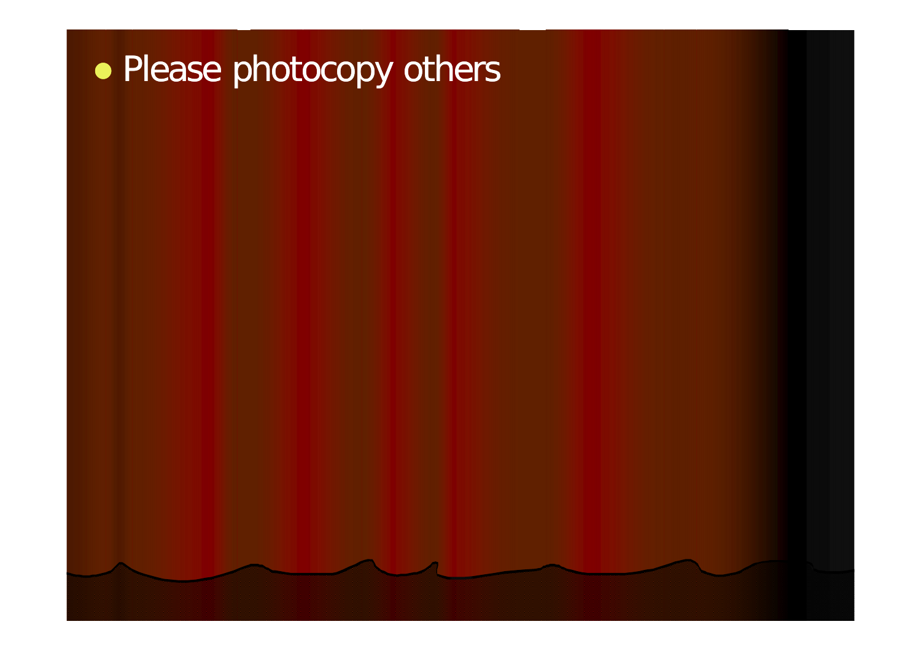- Please photocopy others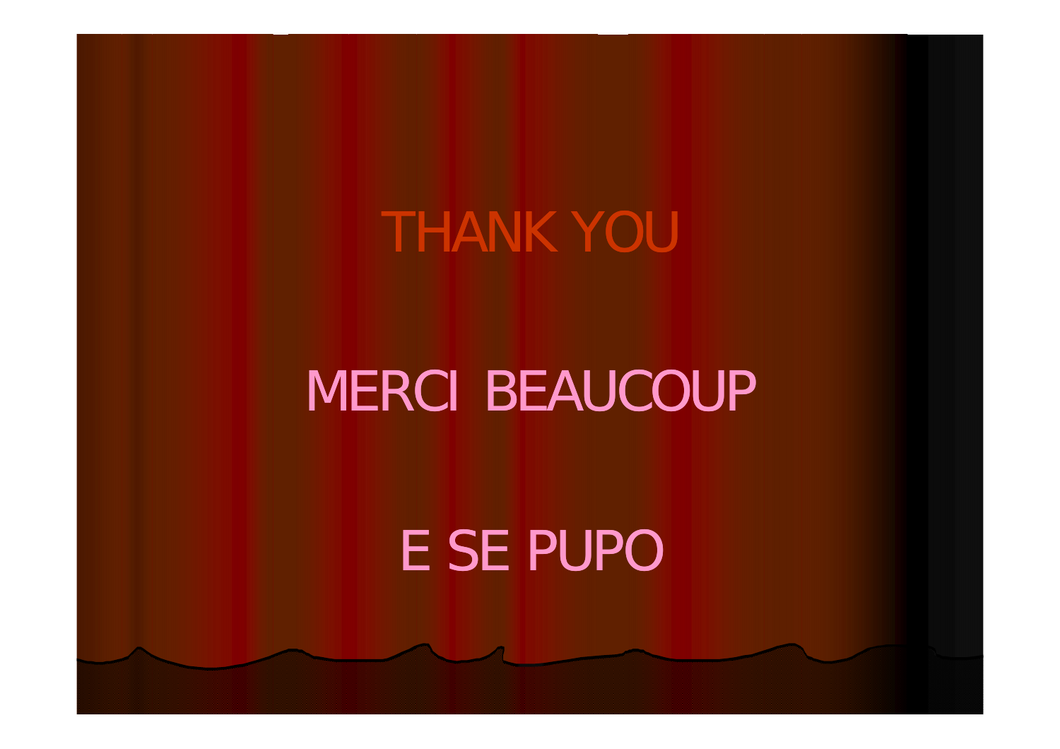THANK YOU

MERCI BEAUCOUP

E SE PUPO